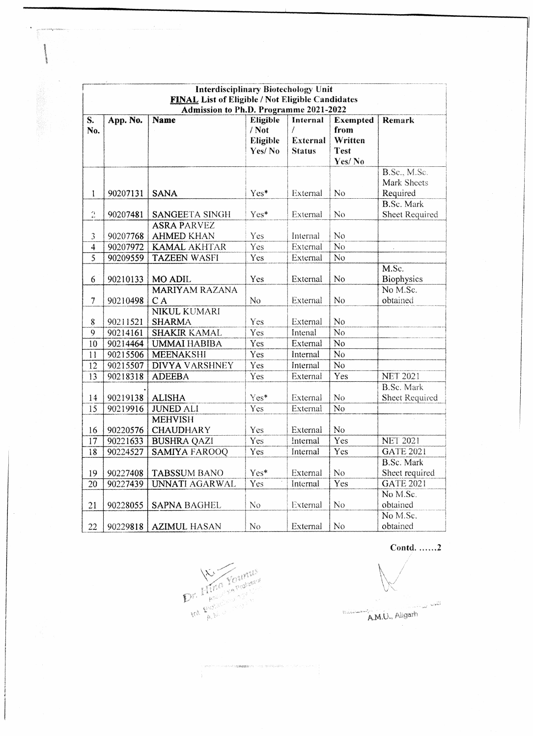**Interdisciplinary Biotechology Unit**

**FINAL List of Eligible / Not Eligible Candidates**

**Admission to Ph.D. Programme 2021-2022**

| S. No. | App. No. | Name | Eligible / Not Eligible Yes/ No | Internal / External Status | Exempted from Written Test Yes/ No | Remark |
|---|---|---|---|---|---|---|
| 1 | 90207131 | SANA | Yes* | External | No | B.Sc., M.Sc. Mark Sheets Required |
| 2 | 90207481 | SANGEETA SINGH | Yes* | External | No | B.Sc. Mark Sheet Required |
| 3 | 90207768 | ASRA PARVEZ AHMED KHAN | Yes | Internal | No | |
| 4 | 90207972 | KAMAL AKHTAR | Yes | External | No | |
| 5 | 90209559 | TAZEEN WASFI | Yes | External | No | |
| 6 | 90210133 | MO ADIL | Yes | External | No | M.Sc. Biophysics |
| 7 | 90210498 | MARIYAM RAZANA C A | No | External | No | No M.Sc. obtained |
| 8 | 90211521 | NIKUL KUMARI SHARMA | Yes | External | No | |
| 9 | 90214161 | SHAKIR KAMAL | Yes | Intenal | No | |
| 10 | 90214464 | UMMAI HABIBA | Yes | External | No | |
| 11 | 90215506 | MEENAKSHI | Yes | Internal | No | |
| 12 | 90215507 | DIVYA VARSHNEY | Yes | Internal | No | |
| 13 | 90218318 | ADEEBA | Yes | External | Yes | NET 2021 |
| 14 | 90219138 | ALISHA | Yes* | External | No | B.Sc. Mark Sheet Required |
| 15 | 90219916 | JUNED ALI | Yes | External | No | |
| 16 | 90220576 | MEHVISH CHAUDHARY | Yes | External | No | |
| 17 | 90221633 | BUSHRA QAZI | Yes | Internal | Yes | NET 2021 |
| 18 | 90224527 | SAMIYA FAROOQ | Yes | Internal | Yes | GATE 2021 |
| 19 | 90227408 | TABSSUM BANO | Yes* | External | No | B.Sc. Mark Sheet required |
| 20 | 90227439 | UNNATI AGARWAL | Yes | Internal | Yes | GATE 2021 |
| 21 | 90228055 | SAPNA BAGHEL | No | External | No | No M.Sc. obtained |
| 22 | 90229818 | AZIMUL HASAN | No | External | No | No M.Sc. obtained |

Contd. ……2

Dr. Hina Younus

A.M.U., Aligarh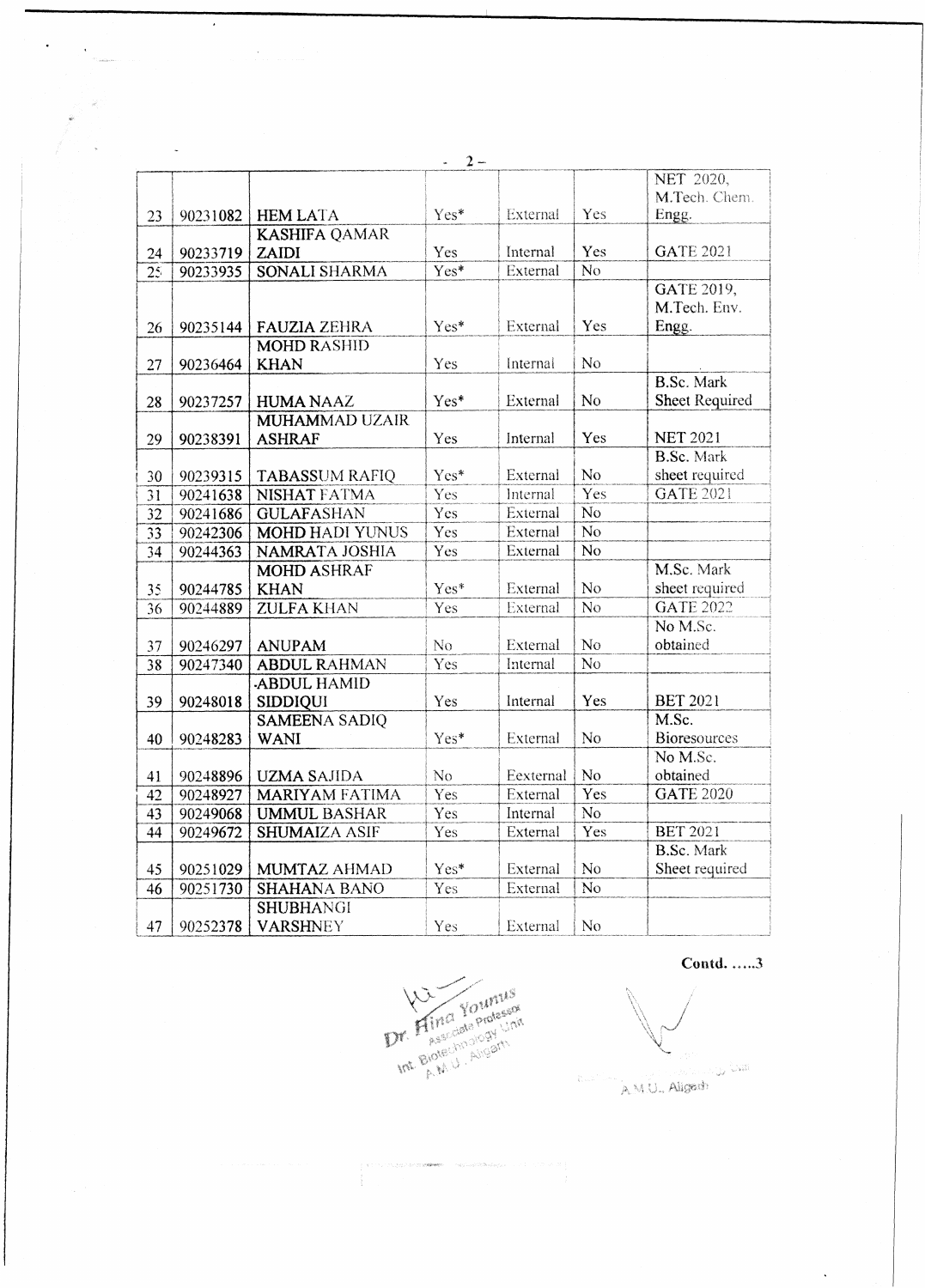| | | | | | | |
|---|---|---|---|---|---|---|
| 23 | 90231082 | HEM LATA | Yes* | External | Yes | NET 2020, M.Tech. Chem. Engg. |
| 24 | 90233719 | KASHIFA QAMAR ZAIDI | Yes | Internal | Yes | GATE 2021 |
| 25 | 90233935 | SONALI SHARMA | Yes* | External | No | |
| 26 | 90235144 | FAUZIA ZEHRA | Yes* | External | Yes | GATE 2019, M.Tech. Env. Engg. |
| 27 | 90236464 | MOHD RASHID KHAN | Yes | Internal | No | |
| 28 | 90237257 | HUMA NAAZ | Yes* | External | No | B.Sc. Mark Sheet Required |
| 29 | 90238391 | MUHAMMAD UZAIR ASHRAF | Yes | Internal | Yes | NET 2021 |
| 30 | 90239315 | TABASSUM RAFIQ | Yes* | External | No | B.Sc. Mark sheet required |
| 31 | 90241638 | NISHAT FATMA | Yes | Internal | Yes | GATE 2021 |
| 32 | 90241686 | GULAFASHAN | Yes | External | No | |
| 33 | 90242306 | MOHD HADI YUNUS | Yes | External | No | |
| 34 | 90244363 | NAMRATA JOSHIA | Yes | External | No | |
| 35 | 90244785 | MOHD ASHRAF KHAN | Yes* | External | No | M.Sc. Mark sheet required |
| 36 | 90244889 | ZULFA KHAN | Yes | External | No | GATE 2022 |
| 37 | 90246297 | ANUPAM | No | External | No | No M.Sc. obtained |
| 38 | 90247340 | ABDUL RAHMAN | Yes | Internal | No | |
| 39 | 90248018 | ABDUL HAMID SIDDIQUI | Yes | Internal | Yes | BET 2021 |
| 40 | 90248283 | SAMEENA SADIQ WANI | Yes* | External | No | M.Sc. Bioresources |
| 41 | 90248896 | UZMA SAJIDA | No | Eexternal | No | No M.Sc. obtained |
| 42 | 90248927 | MARIYAM FATIMA | Yes | External | Yes | GATE 2020 |
| 43 | 90249068 | UMMUL BASHAR | Yes | Internal | No | |
| 44 | 90249672 | SHUMAIZA ASIF | Yes | External | Yes | BET 2021 |
| 45 | 90251029 | MUMTAZ AHMAD | Yes* | External | No | B.Sc. Mark Sheet required |
| 46 | 90251730 | SHAHANA BANO | Yes | External | No | |
| 47 | 90252378 | SHUBHANGI VARSHNEY | Yes | External | No | |

**Contd. .....3**

Dr. Hina Younus
Associate Professor
Int. Biotechnology Unit
A.M.U. Aligarh

A.M.U., Aligarh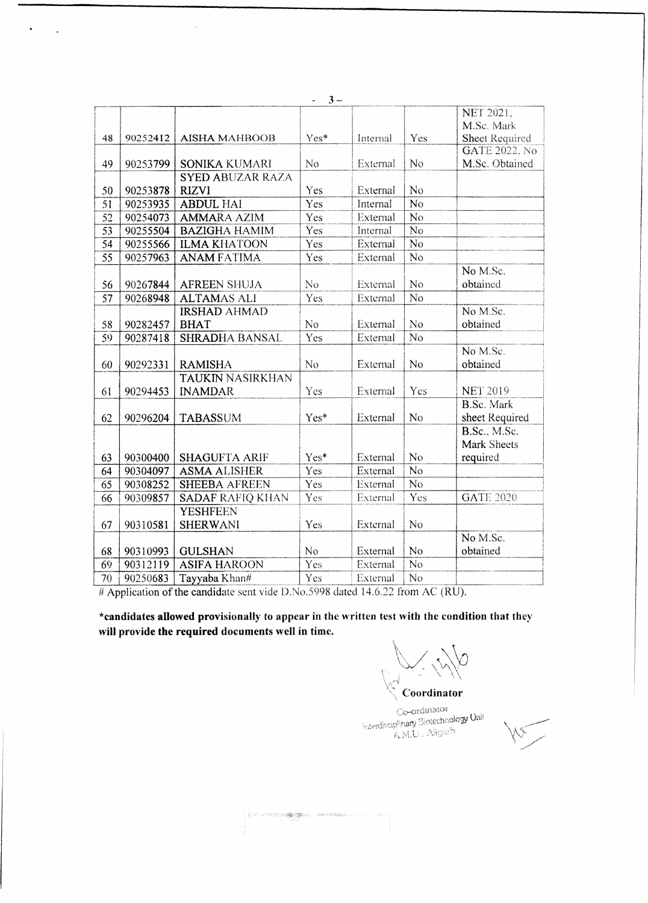| | | | | | | |
|---|---|---|---|---|---|---|
| 48 | 90252412 | AISHA MAHBOOB | Yes* | Internal | Yes | NET 2021, M.Sc. Mark Sheet Required |
| 49 | 90253799 | SONIKA KUMARI | No | External | No | GATE 2022, No M.Sc. Obtained |
| 50 | 90253878 | SYED ABUZAR RAZA RIZVI | Yes | External | No | |
| 51 | 90253935 | ABDUL HAI | Yes | Internal | No | |
| 52 | 90254073 | AMMARA AZIM | Yes | External | No | |
| 53 | 90255504 | BAZIGHA HAMIM | Yes | Internal | No | |
| 54 | 90255566 | ILMA KHATOON | Yes | External | No | |
| 55 | 90257963 | ANAM FATIMA | Yes | External | No | |
| 56 | 90267844 | AFREEN SHUJA | No | External | No | No M.Sc. obtained |
| 57 | 90268948 | ALTAMAS ALI | Yes | External | No | |
| 58 | 90282457 | IRSHAD AHMAD BHAT | No | External | No | No M.Sc. obtained |
| 59 | 90287418 | SHRADHA BANSAL | Yes | External | No | |
| 60 | 90292331 | RAMISHA | No | External | No | No M.Sc. obtained |
| 61 | 90294453 | TAUKIN NASIRKHAN INAMDAR | Yes | External | Yes | NET 2019 |
| 62 | 90296204 | TABASSUM | Yes* | External | No | B.Sc. Mark sheet Required |
| 63 | 90300400 | SHAGUFTA ARIF | Yes* | External | No | B.Sc., M.Sc. Mark Sheets required |
| 64 | 90304097 | ASMA ALISHER | Yes | External | No | |
| 65 | 90308252 | SHEEBA AFREEN | Yes | External | No | |
| 66 | 90309857 | SADAF RAFIQ KHAN | Yes | External | Yes | GATE 2020 |
| 67 | 90310581 | YESHFEEN SHERWANI | Yes | External | No | |
| 68 | 90310993 | GULSHAN | No | External | No | No M.Sc. obtained |
| 69 | 90312119 | ASIFA HAROON | Yes | External | No | |
| 70 | 90250683 | Tayyaba Khan# | Yes | External | No | |

# Application of the candidate sent vide D.No.5998 dated 14.6.22 from AC (RU).

**\*candidates allowed provisionally to appear in the written test with the condition that they will provide the required documents well in time.**

**Coordinator**

Co-ordinator
Interdisciplinary Biotechnology Unit
A.M.U., Aligarh